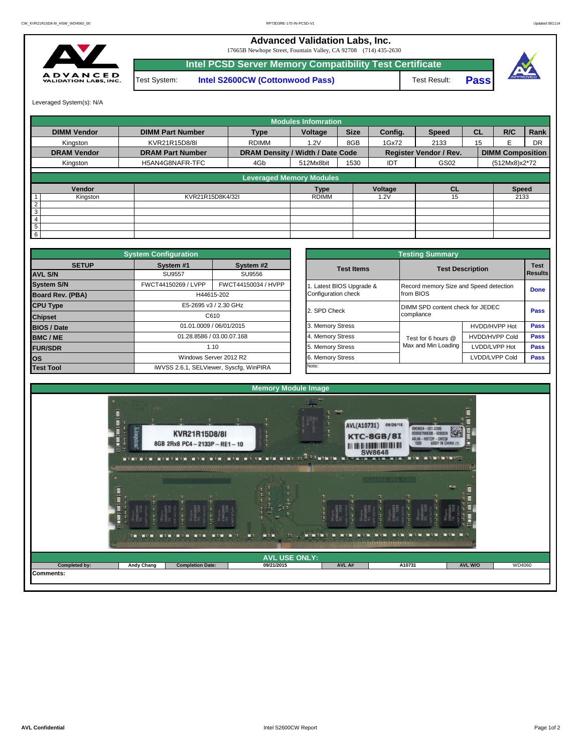# Advanced Validation Labs, Inc.

17665B Newhope Street, Fountain Valley, CA 92708 (714) 435-2630

## Intel PCSD Server Memory Compatibility Test Certificate

Test System: **Intel S2600CW (Cottonwood Pass)** Test Result: **Pass**

Leveraged System(s): N/A

| Modules Infomration | | | | | | | | | |
|---|---|---|---|---|---|---|---|---|---|
| **DIMM Vendor** | **DIMM Part Number** | **Type** | **Voltage** | **Size** | **Config.** | **Speed** | **CL** | **R/C** | **Rank** |
| Kingston | KVR21R15D8/8I | RDIMM | 1.2V | 8GB | 1Gx72 | 2133 | 15 | E | DR |
| **DRAM Vendor** | **DRAM Part Number** | **DRAM Density / Width / Date Code** | | | **Register Vendor / Rev.** | | **DIMM Composition** | | |
| Kingston | H5AN4G8NAFR-TFC | 4Gb | 512Mx8bit | 1530 | IDT | GS02 | (512Mx8)x2*72 | | |

| Leveraged Memory Modules | | | | | | |
|---|---|---|---|---|---|---|
| | **Vendor** | | **Type** | **Voltage** | **CL** | **Speed** |
| 1 | Kingston | KVR21R15D8K4/32I | RDIMM | 1.2V | 15 | 2133 |
| 2 | | | | | | |
| 3 | | | | | | |
| 4 | | | | | | |
| 5 | | | | | | |
| 6 | | | | | | |

| System Configuration | | |
|---|---|---|
| **SETUP** | **System #1** | **System #2** |
| **AVL S/N** | SU9557 | SU9556 |
| **System S/N** | FWCT44150269 / LVPP | FWCT44150034 / HVPP |
| **Board Rev. (PBA)** | H44615-202 | |
| **CPU Type** | E5-2695 v3 / 2.30 GHz | |
| **Chipset** | C610 | |
| **BIOS / Date** | 01.01.0009 / 06/01/2015 | |
| **BMC / ME** | 01.28.8586 / 03.00.07.168 | |
| **FUR/SDR** | 1.10 | |
| **OS** | Windows Server 2012 R2 | |
| **Test Tool** | iWVSS 2.6.1, SELViewer, Syscfg, WinPIRA | |

| Testing Summary | | | |
|---|---|---|---|
| **Test Items** | **Test Description** | | **Test Results** |
| 1. Latest BIOS Upgrade & Configuration check | Record memory Size and Speed detection from BIOS | | **Done** |
| 2. SPD Check | DIMM SPD content check for JEDEC compliance | | **Pass** |
| 3. Memory Stress | Test for 6 hours @ Max and Min Loading | HVDD/HVPP Hot | **Pass** |
| 4. Memory Stress | | HVDD/HVPP Cold | **Pass** |
| 5. Memory Stress | | LVDD/LVPP Hot | **Pass** |
| 6. Memory Stress | | LVDD/LVPP Cold | **Pass** |
| Note: | | | |

## Memory Module Image

## AVL USE ONLY:

| Completed by: | Andy Chang | Completion Date: | 09/21/2015 | AVL A# | A10731 | AVL W/O | WD4060 |
|---|---|---|---|---|---|---|---|

**Comments:**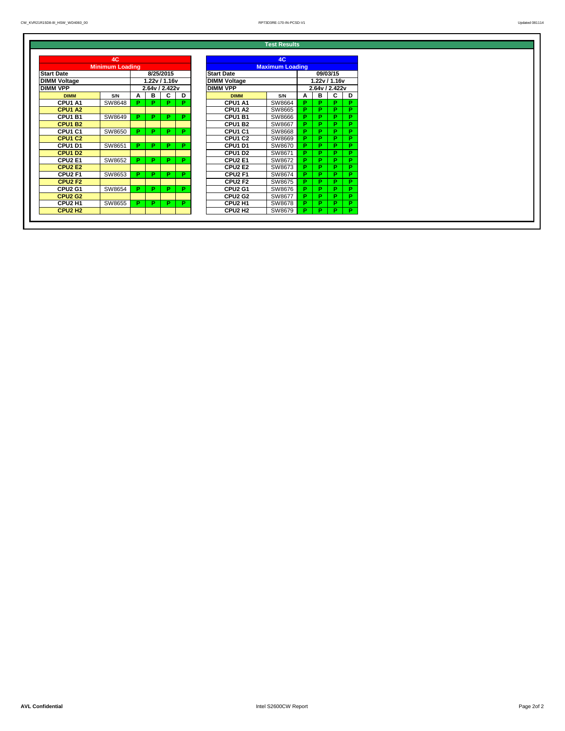## Test Results

| 4C Minimum Loading | | | | | |
|---|---|---|---|---|---|
| Start Date | | 8/25/2015 | | | |
| DIMM Voltage | | 1.22v / 1.16v | | | |
| DIMM VPP | | 2.64v / 2.422v | | | |
| DIMM | S/N | A | B | C | D |
| CPU1 A1 | SW8648 | P | P | P | P |
| CPU1 A2 | | | | | |
| CPU1 B1 | SW8649 | P | P | P | P |
| CPU1 B2 | | | | | |
| CPU1 C1 | SW8650 | P | P | P | P |
| CPU1 C2 | | | | | |
| CPU1 D1 | SW8651 | P | P | P | P |
| CPU1 D2 | | | | | |
| CPU2 E1 | SW8652 | P | P | P | P |
| CPU2 E2 | | | | | |
| CPU2 F1 | SW8653 | P | P | P | P |
| CPU2 F2 | | | | | |
| CPU2 G1 | SW8654 | P | P | P | P |
| CPU2 G2 | | | | | |
| CPU2 H1 | SW8655 | P | P | P | P |
| CPU2 H2 | | | | | |

| 4C Maximum Loading | | | | | |
|---|---|---|---|---|---|
| Start Date | | 09/03/15 | | | |
| DIMM Voltage | | 1.22v / 1.16v | | | |
| DIMM VPP | | 2.64v / 2.422v | | | |
| DIMM | S/N | A | B | C | D |
| CPU1 A1 | SW8664 | P | P | P | P |
| CPU1 A2 | SW8665 | P | P | P | P |
| CPU1 B1 | SW8666 | P | P | P | P |
| CPU1 B2 | SW8667 | P | P | P | P |
| CPU1 C1 | SW8668 | P | P | P | P |
| CPU1 C2 | SW8669 | P | P | P | P |
| CPU1 D1 | SW8670 | P | P | P | P |
| CPU1 D2 | SW8671 | P | P | P | P |
| CPU2 E1 | SW8672 | P | P | P | P |
| CPU2 E2 | SW8673 | P | P | P | P |
| CPU2 F1 | SW8674 | P | P | P | P |
| CPU2 F2 | SW8675 | P | P | P | P |
| CPU2 G1 | SW8676 | P | P | P | P |
| CPU2 G2 | SW8677 | P | P | P | P |
| CPU2 H1 | SW8678 | P | P | P | P |
| CPU2 H2 | SW8679 | P | P | P | P |